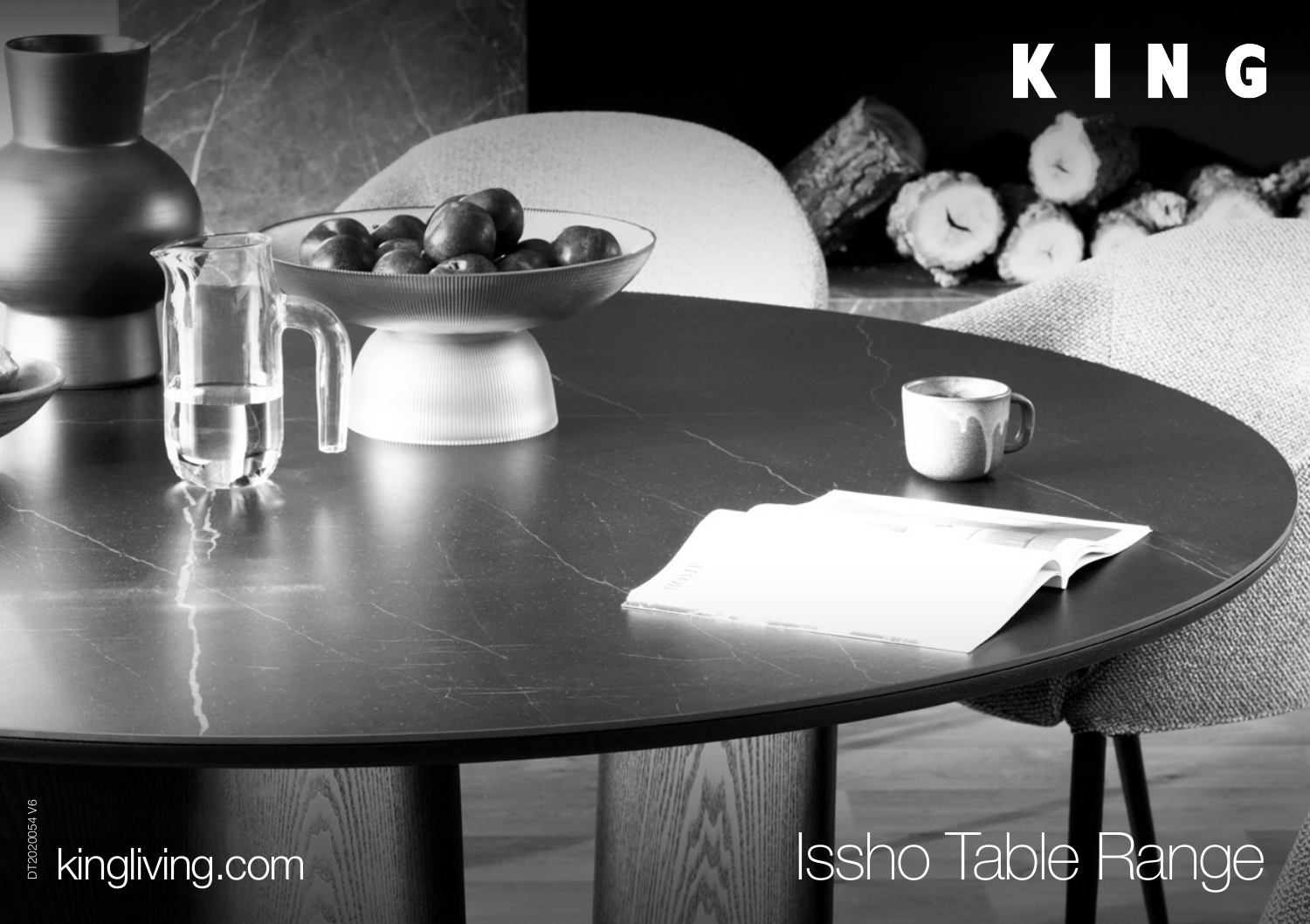# KING

# Issho Table Range

kingliving.com

DT2020054 V6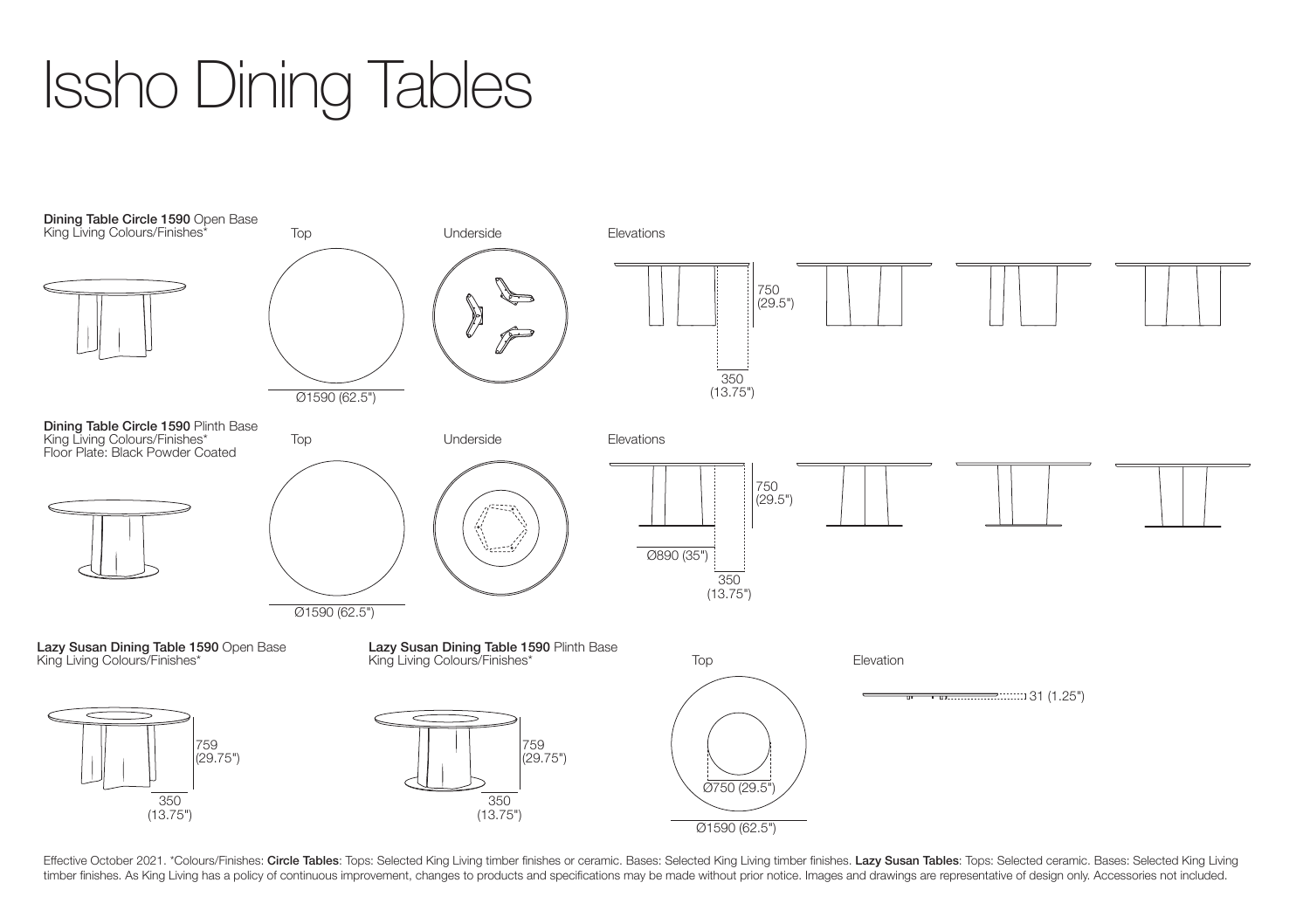# Issho Dining Tables

**Dining Table Circle 1590** Open Base
King Living Colours/Finishes*

Top

Ø1590 (62.5")

Underside

Elevations

750 (29.5")

350 (13.75")

**Dining Table Circle 1590** Plinth Base
King Living Colours/Finishes*
Floor Plate: Black Powder Coated

Top

Ø1590 (62.5")

Underside

Elevations

750 (29.5")

Ø890 (35")

350 (13.75")

**Lazy Susan Dining Table 1590** Open Base
King Living Colours/Finishes*

759 (29.75")

350 (13.75")

**Lazy Susan Dining Table 1590** Plinth Base
King Living Colours/Finishes*

759 (29.75")

350 (13.75")

Top

Ø750 (29.5")

Ø1590 (62.5")

Elevation

31 (1.25")

Effective October 2021. *Colours/Finishes: **Circle Tables**: Tops: Selected King Living timber finishes or ceramic. Bases: Selected King Living timber finishes. **Lazy Susan Tables**: Tops: Selected ceramic. Bases: Selected King Living timber finishes. As King Living has a policy of continuous improvement, changes to products and specifications may be made without prior notice. Images and drawings are representative of design only. Accessories not included.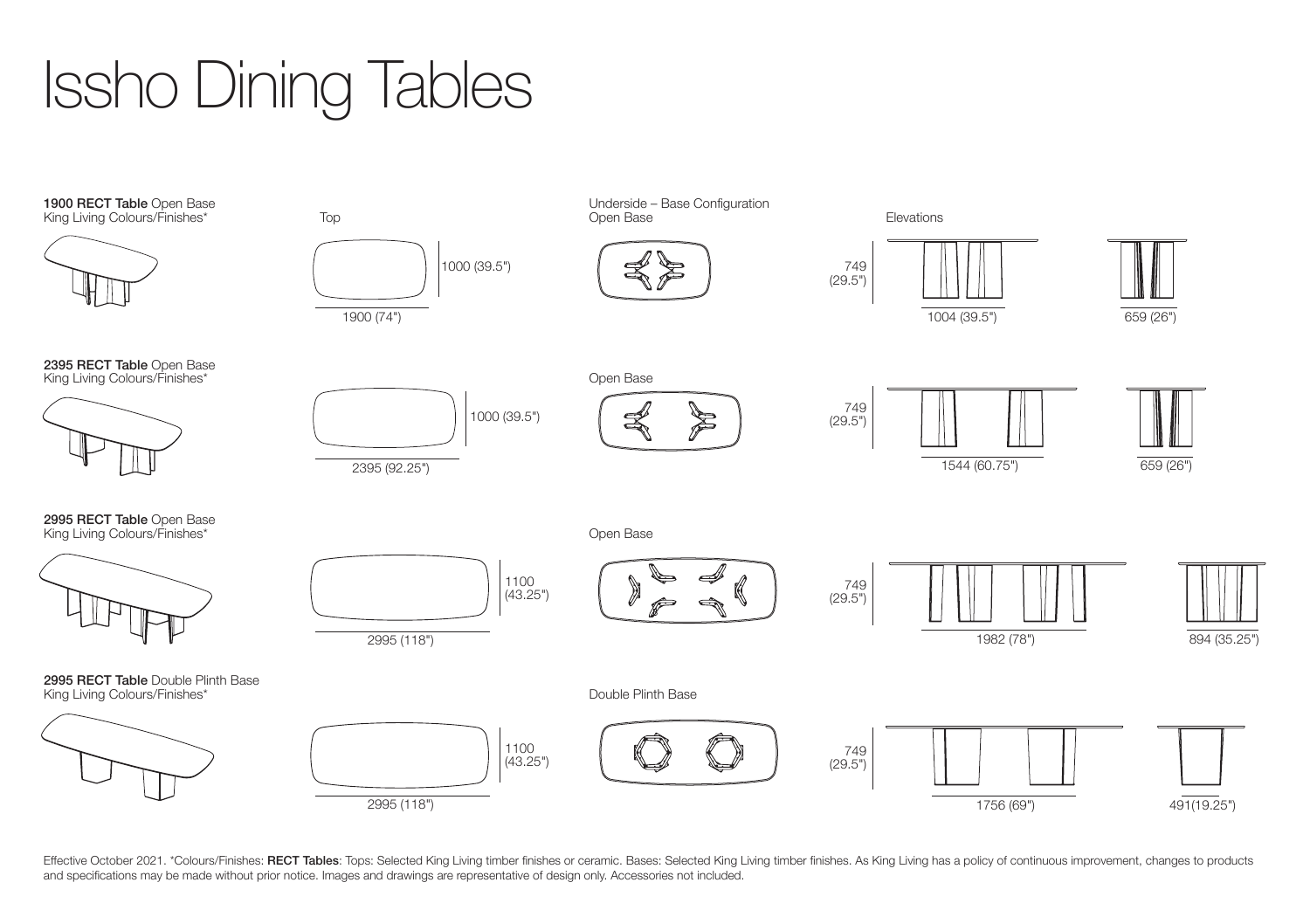# Issho Dining Tables

**1900 RECT Table** Open Base
King Living Colours/Finishes*

Top

1000 (39.5")

1900 (74")

Underside – Base Configuration
Open Base

Elevations

749 (29.5")

1004 (39.5")

659 (26")

**2395 RECT Table** Open Base
King Living Colours/Finishes*

1000 (39.5")

2395 (92.25")

Open Base

749 (29.5")

1544 (60.75")

659 (26")

**2995 RECT Table** Open Base
King Living Colours/Finishes*

1100 (43.25")

2995 (118")

Open Base

749 (29.5")

1982 (78")

894 (35.25")

**2995 RECT Table** Double Plinth Base
King Living Colours/Finishes*

1100 (43.25")

2995 (118")

Double Plinth Base

749 (29.5")

1756 (69")

491(19.25")

Effective October 2021. *Colours/Finishes: **RECT Tables**: Tops: Selected King Living timber finishes or ceramic. Bases: Selected King Living timber finishes. As King Living has a policy of continuous improvement, changes to products and specifications may be made without prior notice. Images and drawings are representative of design only. Accessories not included.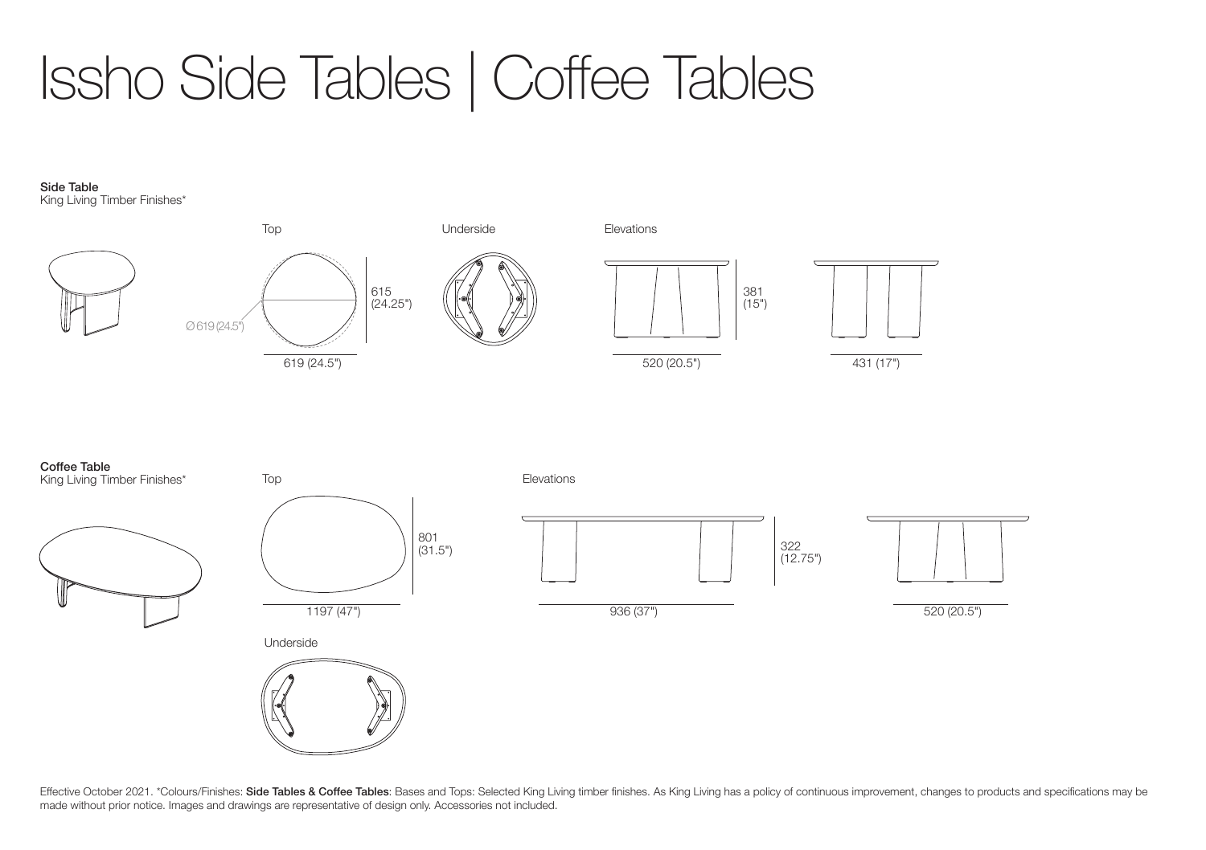# Issho Side Tables | Coffee Tables

**Side Table**
King Living Timber Finishes*

Top

Ø 619 (24.5")

615 (24.25")

619 (24.5")

Underside

Elevations

381 (15")

520 (20.5")

431 (17")

**Coffee Table**
King Living Timber Finishes*

Top

801 (31.5")

1197 (47")

Elevations

322 (12.75")

936 (37")

520 (20.5")

Underside

Effective October 2021. *Colours/Finishes: **Side Tables & Coffee Tables**: Bases and Tops: Selected King Living timber finishes. As King Living has a policy of continuous improvement, changes to products and specifications may be made without prior notice. Images and drawings are representative of design only. Accessories not included.